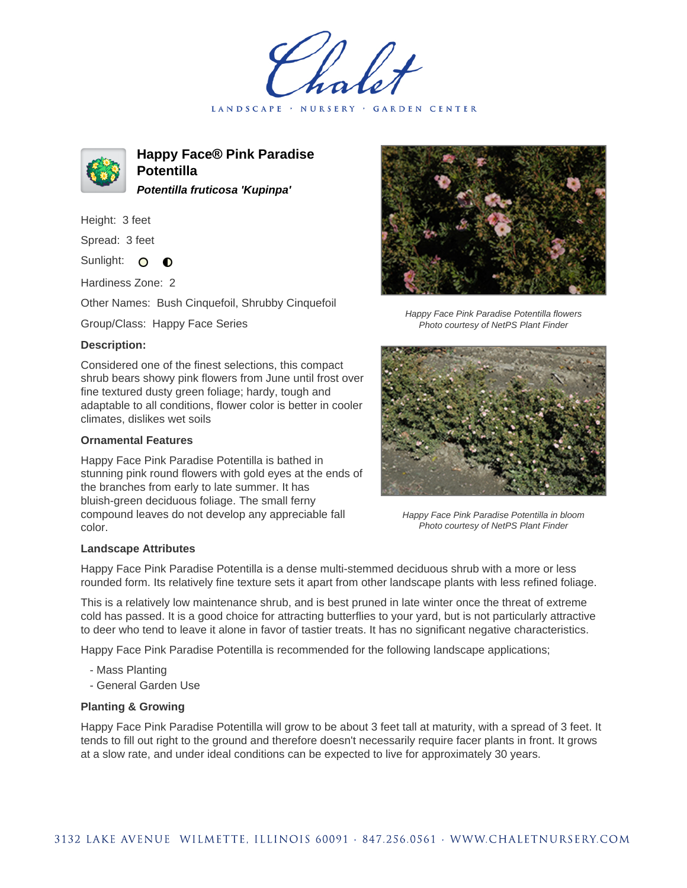LANDSCAPE · NURSERY · GARDEN CENTER

## Happy Face® Pink Paradise Potentilla

***Potentilla fruticosa 'Kupinpa'***

Height: 3 feet

Spread: 3 feet

Sunlight: ○ ◐

Hardiness Zone: 2

Other Names: Bush Cinquefoil, Shrubby Cinquefoil

Group/Class: Happy Face Series

### Description:

Considered one of the finest selections, this compact shrub bears showy pink flowers from June until frost over fine textured dusty green foliage; hardy, tough and adaptable to all conditions, flower color is better in cooler climates, dislikes wet soils

### Ornamental Features

Happy Face Pink Paradise Potentilla is bathed in stunning pink round flowers with gold eyes at the ends of the branches from early to late summer. It has bluish-green deciduous foliage. The small ferny compound leaves do not develop any appreciable fall color.

*Happy Face Pink Paradise Potentilla flowers*
*Photo courtesy of NetPS Plant Finder*

*Happy Face Pink Paradise Potentilla in bloom*
*Photo courtesy of NetPS Plant Finder*

### Landscape Attributes

Happy Face Pink Paradise Potentilla is a dense multi-stemmed deciduous shrub with a more or less rounded form. Its relatively fine texture sets it apart from other landscape plants with less refined foliage.

This is a relatively low maintenance shrub, and is best pruned in late winter once the threat of extreme cold has passed. It is a good choice for attracting butterflies to your yard, but is not particularly attractive to deer who tend to leave it alone in favor of tastier treats. It has no significant negative characteristics.

Happy Face Pink Paradise Potentilla is recommended for the following landscape applications;

- Mass Planting
- General Garden Use

### Planting & Growing

Happy Face Pink Paradise Potentilla will grow to be about 3 feet tall at maturity, with a spread of 3 feet. It tends to fill out right to the ground and therefore doesn't necessarily require facer plants in front. It grows at a slow rate, and under ideal conditions can be expected to live for approximately 30 years.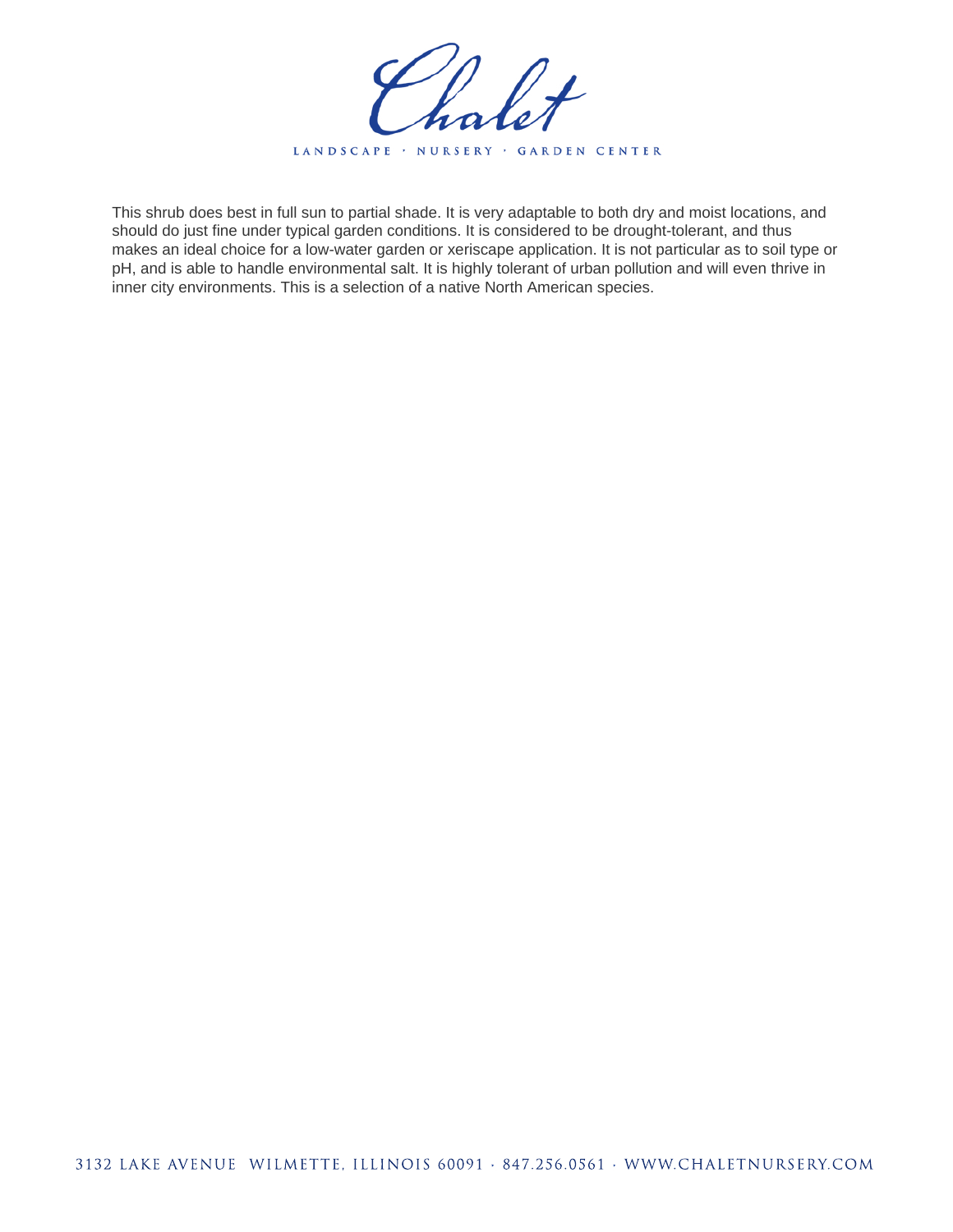This shrub does best in full sun to partial shade. It is very adaptable to both dry and moist locations, and should do just fine under typical garden conditions. It is considered to be drought-tolerant, and thus makes an ideal choice for a low-water garden or xeriscape application. It is not particular as to soil type or pH, and is able to handle environmental salt. It is highly tolerant of urban pollution and will even thrive in inner city environments. This is a selection of a native North American species.